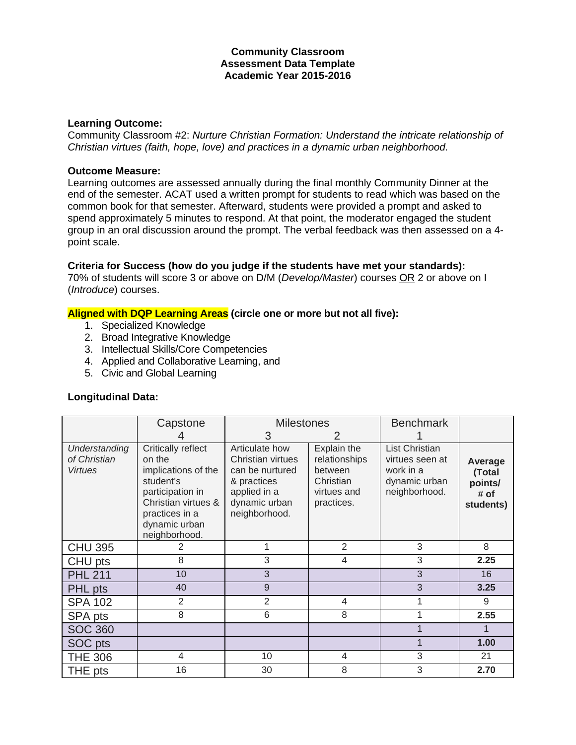**Community Classroom**
**Assessment Data Template**
**Academic Year 2015-2016**

**Learning Outcome:**
Community Classroom #2: *Nurture Christian Formation: Understand the intricate relationship of Christian virtues (faith, hope, love) and practices in a dynamic urban neighborhood.*

**Outcome Measure:**
Learning outcomes are assessed annually during the final monthly Community Dinner at the end of the semester. ACAT used a written prompt for students to read which was based on the common book for that semester. Afterward, students were provided a prompt and asked to spend approximately 5 minutes to respond. At that point, the moderator engaged the student group in an oral discussion around the prompt. The verbal feedback was then assessed on a 4-point scale.

**Criteria for Success (how do you judge if the students have met your standards):**
70% of students will score 3 or above on D/M (*Develop/Master*) courses OR 2 or above on I (*Introduce*) courses.

**Aligned with DQP Learning Areas (circle one or more but not all five):**

1. Specialized Knowledge
2. Broad Integrative Knowledge
3. Intellectual Skills/Core Competencies
4. Applied and Collaborative Learning, and
5. Civic and Global Learning

**Longitudinal Data:**

| | Capstone 4 | Milestones 3 | 2 | Benchmark 1 | |
|---|---|---|---|---|---|
| *Understanding of Christian Virtues* | Critically reflect on the implications of the student's participation in Christian virtues & practices in a dynamic urban neighborhood. | Articulate how Christian virtues can be nurtured & practices applied in a dynamic urban neighborhood. | Explain the relationships between Christian virtues and practices. | List Christian virtues seen at work in a dynamic urban neighborhood. | **Average (Total points/ # of students)** |
| CHU 395 | 2 | 1 | 2 | 3 | 8 |
| CHU pts | 8 | 3 | 4 | 3 | **2.25** |
| PHL 211 | 10 | 3 | | 3 | 16 |
| PHL pts | 40 | 9 | | 3 | **3.25** |
| SPA 102 | 2 | 2 | 4 | 1 | 9 |
| SPA pts | 8 | 6 | 8 | 1 | **2.55** |
| SOC 360 | | | | 1 | 1 |
| SOC pts | | | | 1 | **1.00** |
| THE 306 | 4 | 10 | 4 | 3 | 21 |
| THE pts | 16 | 30 | 8 | 3 | **2.70** |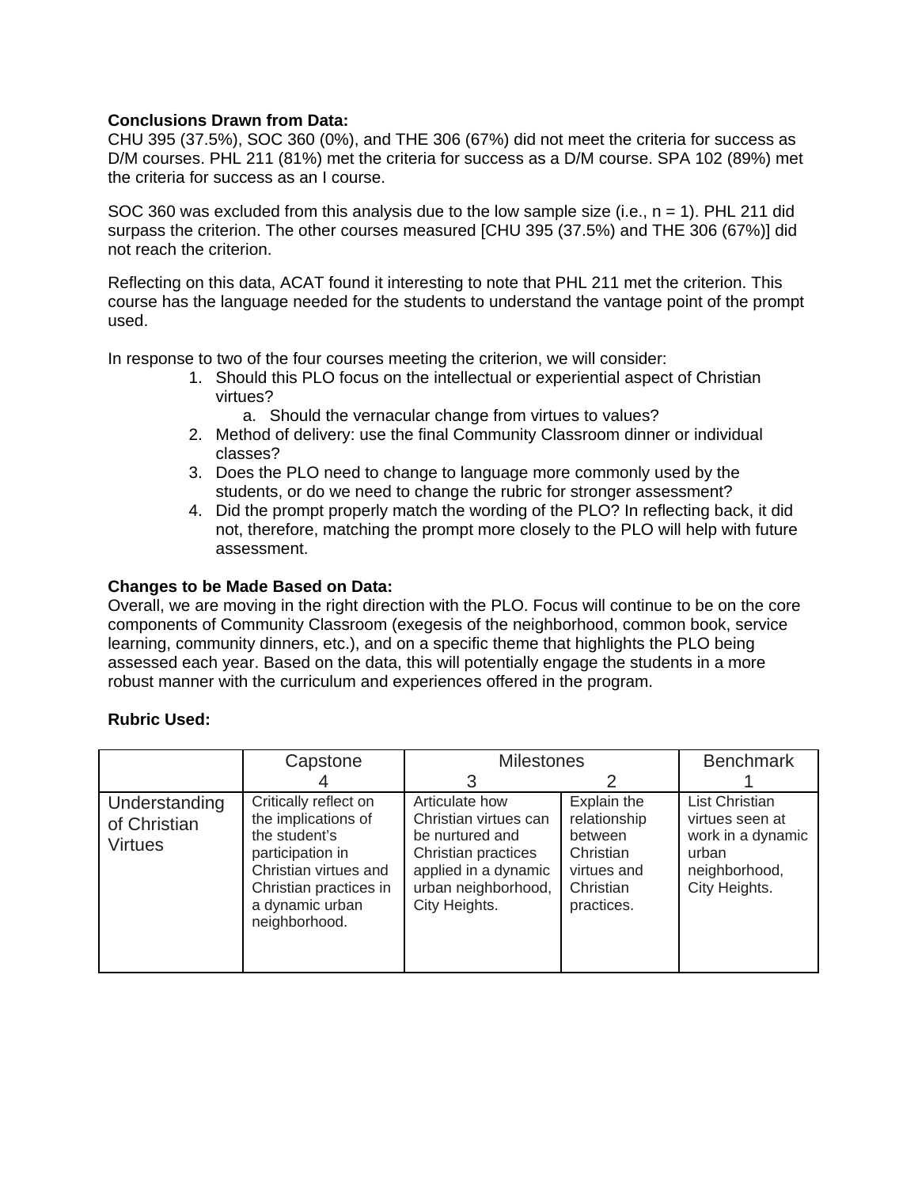**Conclusions Drawn from Data:**
CHU 395 (37.5%), SOC 360 (0%), and THE 306 (67%) did not meet the criteria for success as D/M courses. PHL 211 (81%) met the criteria for success as a D/M course. SPA 102 (89%) met the criteria for success as an I course.

SOC 360 was excluded from this analysis due to the low sample size (i.e., n = 1). PHL 211 did surpass the criterion. The other courses measured [CHU 395 (37.5%) and THE 306 (67%)] did not reach the criterion.

Reflecting on this data, ACAT found it interesting to note that PHL 211 met the criterion. This course has the language needed for the students to understand the vantage point of the prompt used.

In response to two of the four courses meeting the criterion, we will consider:

1. Should this PLO focus on the intellectual or experiential aspect of Christian virtues?
   a. Should the vernacular change from virtues to values?
2. Method of delivery: use the final Community Classroom dinner or individual classes?
3. Does the PLO need to change to language more commonly used by the students, or do we need to change the rubric for stronger assessment?
4. Did the prompt properly match the wording of the PLO? In reflecting back, it did not, therefore, matching the prompt more closely to the PLO will help with future assessment.

**Changes to be Made Based on Data:**
Overall, we are moving in the right direction with the PLO. Focus will continue to be on the core components of Community Classroom (exegesis of the neighborhood, common book, service learning, community dinners, etc.), and on a specific theme that highlights the PLO being assessed each year. Based on the data, this will potentially engage the students in a more robust manner with the curriculum and experiences offered in the program.

**Rubric Used:**

| | Capstone<br>4 | Milestones<br>3 | <br>2 | Benchmark<br>1 |
|---|---|---|---|---|
| Understanding of Christian Virtues | Critically reflect on the implications of the student's participation in Christian virtues and Christian practices in a dynamic urban neighborhood. | Articulate how Christian virtues can be nurtured and Christian practices applied in a dynamic urban neighborhood, City Heights. | Explain the relationship between Christian virtues and Christian practices. | List Christian virtues seen at work in a dynamic urban neighborhood, City Heights. |